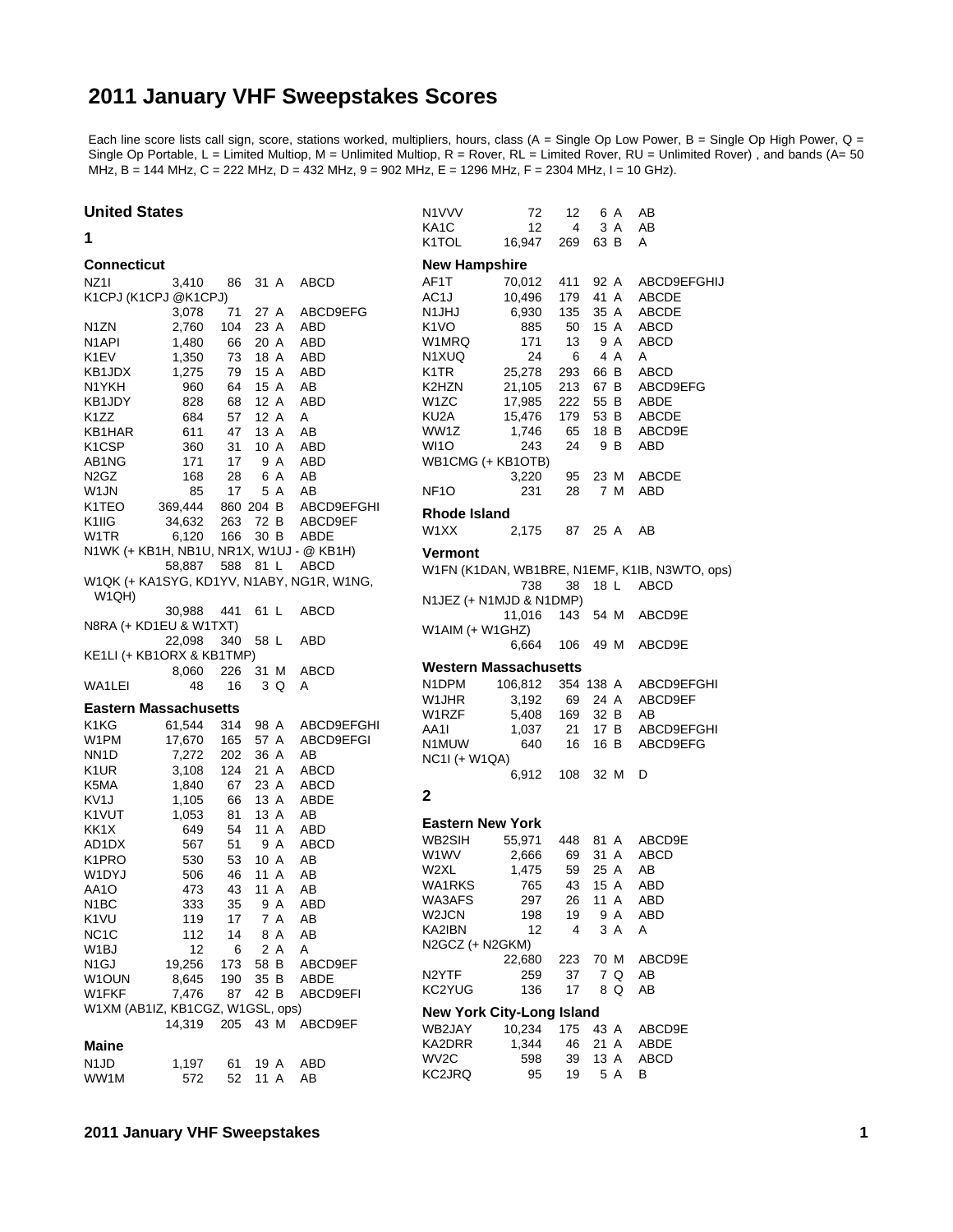# 2011 January VHF Sweepstakes Scores

Each line score lists call sign, score, stations worked, multipliers, hours, class (A = Single Op Low Power, B = Single Op High Power, Q = Single Op Portable, L = Limited Multiop, M = Unlimited Multiop, R = Rover, RL = Limited Rover, RU = Unlimited Rover) , and bands (A= 50 MHz, B = 144 MHz, C = 222 MHz, D = 432 MHz, 9 = 902 MHz, E = 1296 MHz, F = 2304 MHz, I = 10 GHz).

## United States

### 1

#### Connecticut

| | | | | | |
|---|---|---|---|---|---|
| NZ1I | 3,410 | 86 | 31 | A | ABCD |
| K1CPJ (K1CPJ @K1CPJ) | | | | | |
| | 3,078 | 71 | 27 | A | ABCD9EFG |
| N1ZN | 2,760 | 104 | 23 | A | ABD |
| N1API | 1,480 | 66 | 20 | A | ABD |
| K1EV | 1,350 | 73 | 18 | A | ABD |
| KB1JDX | 1,275 | 79 | 15 | A | ABD |
| N1YKH | 960 | 64 | 15 | A | AB |
| KB1JDY | 828 | 68 | 12 | A | ABD |
| K1ZZ | 684 | 57 | 12 | A | A |
| KB1HAR | 611 | 47 | 13 | A | AB |
| K1CSP | 360 | 31 | 10 | A | ABD |
| AB1NG | 171 | 17 | 9 | A | ABD |
| N2GZ | 168 | 28 | 6 | A | AB |
| W1JN | 85 | 17 | 5 | A | AB |
| K1TEO | 369,444 | 860 | 204 | B | ABCD9EFGHI |
| K1IIG | 34,632 | 263 | 72 | B | ABCD9EF |
| W1TR | 6,120 | 166 | 30 | B | ABDE |
| N1WK (+ KB1H, NB1U, NR1X, W1UJ - @ KB1H) | | | | | |
| | 58,887 | 588 | 81 | L | ABCD |
| W1QK (+ KA1SYG, KD1YV, N1ABY, NG1R, W1NG, W1QH) | | | | | |
| | 30,988 | 441 | 61 | L | ABCD |
| N8RA (+ KD1EU & W1TXT) | | | | | |
| | 22,098 | 340 | 58 | L | ABD |
| KE1LI (+ KB1ORX & KB1TMP) | | | | | |
| | 8,060 | 226 | 31 | M | ABCD |
| WA1LEI | 48 | 16 | 3 | Q | A |

#### Eastern Massachusetts

| | | | | | |
|---|---|---|---|---|---|
| K1KG | 61,544 | 314 | 98 | A | ABCD9EFGHI |
| W1PM | 17,670 | 165 | 57 | A | ABCD9EFGI |
| NN1D | 7,272 | 202 | 36 | A | AB |
| K1UR | 3,108 | 124 | 21 | A | ABCD |
| K5MA | 1,840 | 67 | 23 | A | ABCD |
| KV1J | 1,105 | 66 | 13 | A | ABDE |
| K1VUT | 1,053 | 81 | 13 | A | AB |
| KK1X | 649 | 54 | 11 | A | ABD |
| AD1DX | 567 | 51 | 9 | A | ABCD |
| K1PRO | 530 | 53 | 10 | A | AB |
| W1DYJ | 506 | 46 | 11 | A | AB |
| AA1O | 473 | 43 | 11 | A | AB |
| N1BC | 333 | 35 | 9 | A | ABD |
| K1VU | 119 | 17 | 7 | A | AB |
| NC1C | 112 | 14 | 8 | A | AB |
| W1BJ | 12 | 6 | 2 | A | A |
| N1GJ | 19,256 | 173 | 58 | B | ABCD9EF |
| W1OUN | 8,645 | 190 | 35 | B | ABDE |
| W1FKF | 7,476 | 87 | 42 | B | ABCD9EFI |
| W1XM (AB1IZ, KB1CGZ, W1GSL, ops) | | | | | |
| | 14,319 | 205 | 43 | M | ABCD9EF |

#### Maine

| | | | | | |
|---|---|---|---|---|---|
| N1JD | 1,197 | 61 | 19 | A | ABD |
| WW1M | 572 | 52 | 11 | A | AB |
| N1VVV | 72 | 12 | 6 | A | AB |
| KA1C | 12 | 4 | 3 | A | AB |
| K1TOL | 16,947 | 269 | 63 | B | A |

#### New Hampshire

| | | | | | |
|---|---|---|---|---|---|
| AF1T | 70,012 | 411 | 92 | A | ABCD9EFGHIJ |
| AC1J | 10,496 | 179 | 41 | A | ABCDE |
| N1JHJ | 6,930 | 135 | 35 | A | ABCDE |
| K1VO | 885 | 50 | 15 | A | ABCD |
| W1MRQ | 171 | 13 | 9 | A | ABCD |
| N1XUQ | 24 | 6 | 4 | A | A |
| K1TR | 25,278 | 293 | 66 | B | ABCD |
| K2HZN | 21,105 | 213 | 67 | B | ABCD9EFG |
| W1ZC | 17,985 | 222 | 55 | B | ABDE |
| KU2A | 15,476 | 179 | 53 | B | ABCDE |
| WW1Z | 1,746 | 65 | 18 | B | ABCD9E |
| WI1O | 243 | 24 | 9 | B | ABD |
| WB1CMG (+ KB1OTB) | | | | | |
| | 3,220 | 95 | 23 | M | ABCDE |
| NF1O | 231 | 28 | 7 | M | ABD |

#### Rhode Island

| | | | | | |
|---|---|---|---|---|---|
| W1XX | 2,175 | 87 | 25 | A | AB |

#### Vermont

| | | | | | |
|---|---|---|---|---|---|
| W1FN (K1DAN, WB1BRE, N1EMF, K1IB, N3WTO, ops) | | | | | |
| | 738 | 38 | 18 | L | ABCD |
| N1JEZ (+ N1MJD & N1DMP) | | | | | |
| | 11,016 | 143 | 54 | M | ABCD9E |
| W1AIM (+ W1GHZ) | | | | | |
| | 6,664 | 106 | 49 | M | ABCD9E |

#### Western Massachusetts

| | | | | | |
|---|---|---|---|---|---|
| N1DPM | 106,812 | 354 | 138 | A | ABCD9EFGHI |
| W1JHR | 3,192 | 69 | 24 | A | ABCD9EF |
| W1RZF | 5,408 | 169 | 32 | B | AB |
| AA1I | 1,037 | 21 | 17 | B | ABCD9EFGHI |
| N1MUW | 640 | 16 | 16 | B | ABCD9EFG |
| NC1I (+ W1QA) | | | | | |
| | 6,912 | 108 | 32 | M | D |

### 2

#### Eastern New York

| | | | | | |
|---|---|---|---|---|---|
| WB2SIH | 55,971 | 448 | 81 | A | ABCD9E |
| W1WV | 2,666 | 69 | 31 | A | ABCD |
| W2XL | 1,475 | 59 | 25 | A | AB |
| WA1RKS | 765 | 43 | 15 | A | ABD |
| WA3AFS | 297 | 26 | 11 | A | ABD |
| W2JCN | 198 | 19 | 9 | A | ABD |
| KA2IBN | 12 | 4 | 3 | A | A |
| N2GCZ (+ N2GKM) | | | | | |
| | 22,680 | 223 | 70 | M | ABCD9E |
| N2YTF | 259 | 37 | 7 | Q | AB |
| KC2YUG | 136 | 17 | 8 | Q | AB |

#### New York City-Long Island

| | | | | | |
|---|---|---|---|---|---|
| WB2JAY | 10,234 | 175 | 43 | A | ABCD9E |
| KA2DRR | 1,344 | 46 | 21 | A | ABDE |
| WV2C | 598 | 39 | 13 | A | ABCD |
| KC2JRQ | 95 | 19 | 5 | A | B |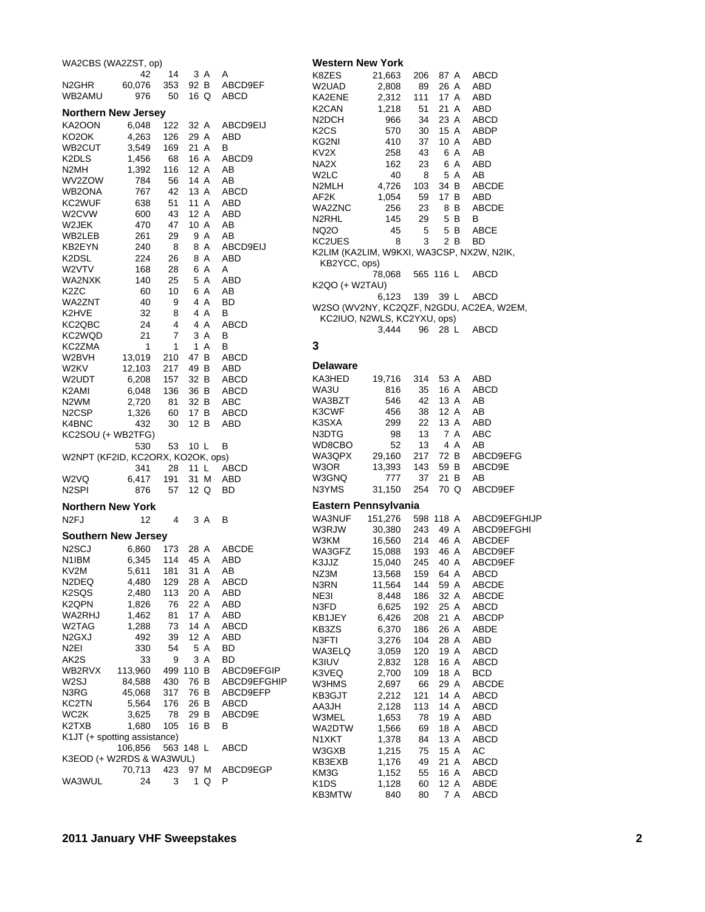WA2CBS (WA2ZST, op)

| | | | | | |
|---|---|---|---|---|---|
| | 42 | 14 | 3 | A | A |
| N2GHR | 60,076 | 353 | 92 | B | ABCD9EF |
| WB2AMU | 976 | 50 | 16 | Q | ABCD |

## Northern New Jersey

| | | | | | |
|---|---|---|---|---|---|
| KA2OON | 6,048 | 122 | 32 | A | ABCD9EIJ |
| KO2OK | 4,263 | 126 | 29 | A | ABD |
| WB2CUT | 3,549 | 169 | 21 | A | B |
| K2DLS | 1,456 | 68 | 16 | A | ABCD9 |
| N2MH | 1,392 | 116 | 12 | A | AB |
| WV2ZOW | 784 | 56 | 14 | A | AB |
| WB2ONA | 767 | 42 | 13 | A | ABCD |
| KC2WUF | 638 | 51 | 11 | A | ABD |
| W2CVW | 600 | 43 | 12 | A | ABD |
| W2JEK | 470 | 47 | 10 | A | AB |
| WB2LEB | 261 | 29 | 9 | A | AB |
| KB2EYN | 240 | 8 | 8 | A | ABCD9EIJ |
| K2DSL | 224 | 26 | 8 | A | ABD |
| W2VTV | 168 | 28 | 6 | A | A |
| WA2NXK | 140 | 25 | 5 | A | ABD |
| K2ZC | 60 | 10 | 6 | A | AB |
| WA2ZNT | 40 | 9 | 4 | A | BD |
| K2HVE | 32 | 8 | 4 | A | B |
| KC2QBC | 24 | 4 | 4 | A | ABCD |
| KC2WQD | 21 | 7 | 3 | A | B |
| KC2ZMA | 1 | 1 | 1 | A | B |
| W2BVH | 13,019 | 210 | 47 | B | ABCD |
| W2KV | 12,103 | 217 | 49 | B | ABD |
| W2UDT | 6,208 | 157 | 32 | B | ABCD |
| K2AMI | 6,048 | 136 | 36 | B | ABCD |
| N2WM | 2,720 | 81 | 32 | B | ABC |
| N2CSP | 1,326 | 60 | 17 | B | ABCD |
| K4BNC | 432 | 30 | 12 | B | ABD |

KC2SOU (+ WB2TFG)

| | | | | | |
|---|---|---|---|---|---|
| | 530 | 53 | 10 | L | B |

W2NPT (KF2ID, KC2ORX, KO2OK, ops)

| | | | | | |
|---|---|---|---|---|---|
| | 341 | 28 | 11 | L | ABCD |
| W2VQ | 6,417 | 191 | 31 | M | ABD |
| N2SPI | 876 | 57 | 12 | Q | BD |

## Northern New York

| | | | | | |
|---|---|---|---|---|---|
| N2FJ | 12 | 4 | 3 | A | B |

## Southern New Jersey

| | | | | | |
|---|---|---|---|---|---|
| N2SCJ | 6,860 | 173 | 28 | A | ABCDE |
| N1IBM | 6,345 | 114 | 45 | A | ABD |
| KV2M | 5,611 | 181 | 31 | A | AB |
| N2DEQ | 4,480 | 129 | 28 | A | ABCD |
| K2SQS | 2,480 | 113 | 20 | A | ABD |
| K2QPN | 1,826 | 76 | 22 | A | ABD |
| WA2RHJ | 1,462 | 81 | 17 | A | ABD |
| W2TAG | 1,288 | 73 | 14 | A | ABCD |
| N2GXJ | 492 | 39 | 12 | A | ABD |
| N2EI | 330 | 54 | 5 | A | BD |
| AK2S | 33 | 9 | 3 | A | BD |
| WB2RVX | 113,960 | 499 | 110 | B | ABCD9EFGIP |
| W2SJ | 84,588 | 430 | 76 | B | ABCD9EFGHIP |
| N3RG | 45,068 | 317 | 76 | B | ABCD9EFP |
| KC2TN | 5,564 | 176 | 26 | B | ABCD |
| WC2K | 3,625 | 78 | 29 | B | ABCD9E |
| K2TXB | 1,680 | 105 | 16 | B | B |

K1JT (+ spotting assistance)

| | | | | | |
|---|---|---|---|---|---|
| | 106,856 | 563 | 148 | L | ABCD |

K3EOD (+ W2RDS & WA3WUL)

| | | | | | |
|---|---|---|---|---|---|
| | 70,713 | 423 | 97 | M | ABCD9EGP |
| WA3WUL | 24 | 3 | 1 | Q | P |

## Western New York

| | | | | | |
|---|---|---|---|---|---|
| K8ZES | 21,663 | 206 | 87 | A | ABCD |
| W2UAD | 2,808 | 89 | 26 | A | ABD |
| KA2ENE | 2,312 | 111 | 17 | A | ABD |
| K2CAN | 1,218 | 51 | 21 | A | ABD |
| N2DCH | 966 | 34 | 23 | A | ABCD |
| K2CS | 570 | 30 | 15 | A | ABDP |
| KG2NI | 410 | 37 | 10 | A | ABD |
| KV2X | 258 | 43 | 6 | A | AB |
| NA2X | 162 | 23 | 6 | A | ABD |
| W2LC | 40 | 8 | 5 | A | AB |
| N2MLH | 4,726 | 103 | 34 | B | ABCDE |
| AF2K | 1,054 | 59 | 17 | B | ABD |
| WA2ZNC | 256 | 23 | 8 | B | ABCDE |
| N2RHL | 145 | 29 | 5 | B | B |
| NQ2O | 45 | 5 | 5 | B | ABCE |
| KC2UES | 8 | 3 | 2 | B | BD |

K2LIM (KA2LIM, W9KXI, WA3CSP, NX2W, N2IK, KB2YCC, ops)

| | | | | | |
|---|---|---|---|---|---|
| | 78,068 | 565 | 116 | L | ABCD |

K2QO (+ W2TAU)

| | | | | | |
|---|---|---|---|---|---|
| | 6,123 | 139 | 39 | L | ABCD |

W2SO (WV2NY, KC2QZF, N2GDU, AC2EA, W2EM, KC2IUO, N2WLS, KC2YXU, ops)

| | | | | | |
|---|---|---|---|---|---|
| | 3,444 | 96 | 28 | L | ABCD |

# 3

## Delaware

| | | | | | |
|---|---|---|---|---|---|
| KA3HED | 19,716 | 314 | 53 | A | ABD |
| WA3U | 816 | 35 | 16 | A | ABCD |
| WA3BZT | 546 | 42 | 13 | A | AB |
| K3CWF | 456 | 38 | 12 | A | AB |
| K3SXA | 299 | 22 | 13 | A | ABD |
| N3DTG | 98 | 13 | 7 | A | ABC |
| WD8CBO | 52 | 13 | 4 | A | AB |
| WA3QPX | 29,160 | 217 | 72 | B | ABCD9EFG |
| W3OR | 13,393 | 143 | 59 | B | ABCD9E |
| W3GNQ | 777 | 37 | 21 | B | AB |
| N3YMS | 31,150 | 254 | 70 | Q | ABCD9EF |

## Eastern Pennsylvania

| | | | | | |
|---|---|---|---|---|---|
| WA3NUF | 151,276 | 598 | 118 | A | ABCD9EFGHIJP |
| W3RJW | 30,380 | 243 | 49 | A | ABCD9EFGHI |
| W3KM | 16,560 | 214 | 46 | A | ABCDEF |
| WA3GFZ | 15,088 | 193 | 46 | A | ABCD9EF |
| K3JJZ | 15,040 | 245 | 40 | A | ABCD9EF |
| NZ3M | 13,568 | 159 | 64 | A | ABCD |
| N3RN | 11,564 | 144 | 59 | A | ABCDE |
| NE3I | 8,448 | 186 | 32 | A | ABCDE |
| N3FD | 6,625 | 192 | 25 | A | ABCD |
| KB1JEY | 6,426 | 208 | 21 | A | ABCDP |
| KB3ZS | 6,370 | 186 | 26 | A | ABDE |
| N3FTI | 3,276 | 104 | 28 | A | ABD |
| WA3ELQ | 3,059 | 120 | 19 | A | ABCD |
| K3IUV | 2,832 | 128 | 16 | A | ABCD |
| K3VEQ | 2,700 | 109 | 18 | A | BCD |
| W3HMS | 2,697 | 66 | 29 | A | ABCDE |
| KB3GJT | 2,212 | 121 | 14 | A | ABCD |
| AA3JH | 2,128 | 113 | 14 | A | ABCD |
| W3MEL | 1,653 | 78 | 19 | A | ABD |
| WA2DTW | 1,566 | 69 | 18 | A | ABCD |
| N1XKT | 1,378 | 84 | 13 | A | ABCD |
| W3GXB | 1,215 | 75 | 15 | A | AC |
| KB3EXB | 1,176 | 49 | 21 | A | ABCD |
| KM3G | 1,152 | 55 | 16 | A | ABCD |
| K1DS | 1,128 | 60 | 12 | A | ABDE |
| KB3MTW | 840 | 80 | 7 | A | ABCD |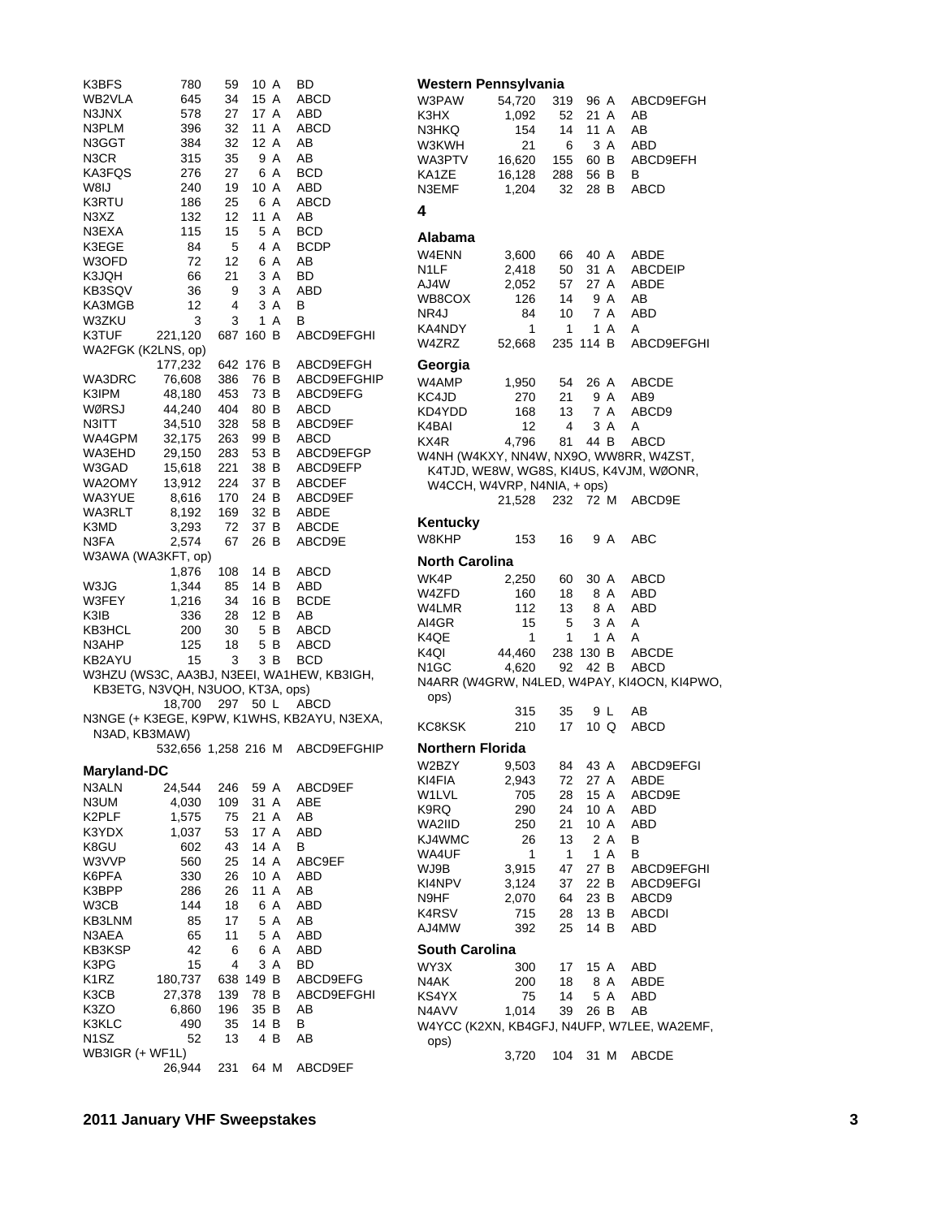| | | | | | |
|---|---|---|---|---|---|
| K3BFS | 780 | 59 | 10 | A | BD |
| WB2VLA | 645 | 34 | 15 | A | ABCD |
| N3JNX | 578 | 27 | 17 | A | ABD |
| N3PLM | 396 | 32 | 11 | A | ABCD |
| N3GGT | 384 | 32 | 12 | A | AB |
| N3CR | 315 | 35 | 9 | A | AB |
| KA3FQS | 276 | 27 | 6 | A | BCD |
| W8IJ | 240 | 19 | 10 | A | ABD |
| K3RTU | 186 | 25 | 6 | A | ABCD |
| N3XZ | 132 | 12 | 11 | A | AB |
| N3EXA | 115 | 15 | 5 | A | BCD |
| K3EGE | 84 | 5 | 4 | A | BCDP |
| W3OFD | 72 | 12 | 6 | A | AB |
| K3JQH | 66 | 21 | 3 | A | BD |
| KB3SQV | 36 | 9 | 3 | A | ABD |
| KA3MGB | 12 | 4 | 3 | A | B |
| W3ZKU | 3 | 3 | 1 | A | B |
| K3TUF | 221,120 | 687 | 160 | B | ABCD9EFGHI |
| WA2FGK (K2LNS, op) | 177,232 | 642 | 176 | B | ABCD9EFGH |
| WA3DRC | 76,608 | 386 | 76 | B | ABCD9EFGHIP |
| K3IPM | 48,180 | 453 | 73 | B | ABCD9EFG |
| WØRSJ | 44,240 | 404 | 80 | B | ABCD |
| N3ITT | 34,510 | 328 | 58 | B | ABCD9EF |
| WA4GPM | 32,175 | 263 | 99 | B | ABCD |
| WA3EHD | 29,150 | 283 | 53 | B | ABCD9EFGP |
| W3GAD | 15,618 | 221 | 38 | B | ABCD9EFP |
| WA2OMY | 13,912 | 224 | 37 | B | ABCDEF |
| WA3YUE | 8,616 | 170 | 24 | B | ABCD9EF |
| WA3RLT | 8,192 | 169 | 32 | B | ABDE |
| K3MD | 3,293 | 72 | 37 | B | ABCDE |
| N3FA | 2,574 | 67 | 26 | B | ABCD9E |
| W3AWA (WA3KFT, op) | 1,876 | 108 | 14 | B | ABCD |
| W3JG | 1,344 | 85 | 14 | B | ABD |
| W3FEY | 1,216 | 34 | 16 | B | BCDE |
| K3IB | 336 | 28 | 12 | B | AB |
| KB3HCL | 200 | 30 | 5 | B | ABCD |
| N3AHP | 125 | 18 | 5 | B | ABCD |
| KB2AYU | 15 | 3 | 3 | B | BCD |
| W3HZU (WS3C, AA3BJ, N3EEI, WA1HEW, KB3IGH, KB3ETG, N3VQH, N3UOO, KT3A, ops) | 18,700 | 297 | 50 | L | ABCD |
| N3NGE (+ K3EGE, K9PW, K1WHS, KB2AYU, N3EXA, N3AD, KB3MAW) | 532,656 | 1,258 | 216 | M | ABCD9EFGHIP |

### Maryland-DC

| | | | | | |
|---|---|---|---|---|---|
| N3ALN | 24,544 | 246 | 59 | A | ABCD9EF |
| N3UM | 4,030 | 109 | 31 | A | ABE |
| K2PLF | 1,575 | 75 | 21 | A | AB |
| K3YDX | 1,037 | 53 | 17 | A | ABD |
| K8GU | 602 | 43 | 14 | A | B |
| W3VVP | 560 | 25 | 14 | A | ABC9EF |
| K6PFA | 330 | 26 | 10 | A | ABD |
| K3BPP | 286 | 26 | 11 | A | AB |
| W3CB | 144 | 18 | 6 | A | ABD |
| KB3LNM | 85 | 17 | 5 | A | AB |
| N3AEA | 65 | 11 | 5 | A | ABD |
| KB3KSP | 42 | 6 | 6 | A | ABD |
| K3PG | 15 | 4 | 3 | A | BD |
| K1RZ | 180,737 | 638 | 149 | B | ABCD9EFG |
| K3CB | 27,378 | 139 | 78 | B | ABCD9EFGHI |
| K3ZO | 6,860 | 196 | 35 | B | AB |
| K3KLC | 490 | 35 | 14 | B | B |
| N1SZ | 52 | 13 | 4 | B | AB |
| WB3IGR (+ WF1L) | 26,944 | 231 | 64 | M | ABCD9EF |

### Western Pennsylvania

| | | | | | |
|---|---|---|---|---|---|
| W3PAW | 54,720 | 319 | 96 | A | ABCD9EFGH |
| K3HX | 1,092 | 52 | 21 | A | AB |
| N3HKQ | 154 | 14 | 11 | A | AB |
| W3KWH | 21 | 6 | 3 | A | ABD |
| WA3PTV | 16,620 | 155 | 60 | B | ABCD9EFH |
| KA1ZE | 16,128 | 288 | 56 | B | B |
| N3EMF | 1,204 | 32 | 28 | B | ABCD |

## 4

### Alabama

| | | | | | |
|---|---|---|---|---|---|
| W4ENN | 3,600 | 66 | 40 | A | ABDE |
| N1LF | 2,418 | 50 | 31 | A | ABCDEIP |
| AJ4W | 2,052 | 57 | 27 | A | ABDE |
| WB8COX | 126 | 14 | 9 | A | AB |
| NR4J | 84 | 10 | 7 | A | ABD |
| KA4NDY | 1 | 1 | 1 | A | A |
| W4ZRZ | 52,668 | 235 | 114 | B | ABCD9EFGHI |

### Georgia

| | | | | | |
|---|---|---|---|---|---|
| W4AMP | 1,950 | 54 | 26 | A | ABCDE |
| KC4JD | 270 | 21 | 9 | A | AB9 |
| KD4YDD | 168 | 13 | 7 | A | ABCD9 |
| K4BAI | 12 | 4 | 3 | A | A |
| KX4R | 4,796 | 81 | 44 | B | ABCD |
| W4NH (W4KXY, NN4W, NX9O, WW8RR, W4ZST, K4TJD, WE8W, WG8S, KI4US, K4VJM, WØONR, W4CCH, W4VRP, N4NIA, + ops) | 21,528 | 232 | 72 | M | ABCD9E |

### Kentucky

| | | | | | |
|---|---|---|---|---|---|
| W8KHP | 153 | 16 | 9 | A | ABC |

### North Carolina

| | | | | | |
|---|---|---|---|---|---|
| WK4P | 2,250 | 60 | 30 | A | ABCD |
| W4ZFD | 160 | 18 | 8 | A | ABD |
| W4LMR | 112 | 13 | 8 | A | ABD |
| AI4GR | 15 | 5 | 3 | A | A |
| K4QE | 1 | 1 | 1 | A | A |
| K4QI | 44,460 | 238 | 130 | B | ABCDE |
| N1GC | 4,620 | 92 | 42 | B | ABCD |
| N4ARR (W4GRW, N4LED, W4PAY, KI4OCN, KI4PWO, ops) | 315 | 35 | 9 | L | AB |
| KC8KSK | 210 | 17 | 10 | Q | ABCD |

### Northern Florida

| | | | | | |
|---|---|---|---|---|---|
| W2BZY | 9,503 | 84 | 43 | A | ABCD9EFGI |
| KI4FIA | 2,943 | 72 | 27 | A | ABDE |
| W1LVL | 705 | 28 | 15 | A | ABCD9E |
| K9RQ | 290 | 24 | 10 | A | ABD |
| WA2IID | 250 | 21 | 10 | A | ABD |
| KJ4WMC | 26 | 13 | 2 | A | B |
| WA4UF | 1 | 1 | 1 | A | B |
| WJ9B | 3,915 | 47 | 27 | B | ABCD9EFGHI |
| KI4NPV | 3,124 | 37 | 22 | B | ABCD9EFGI |
| N9HF | 2,070 | 64 | 23 | B | ABCD9 |
| K4RSV | 715 | 28 | 13 | B | ABCDI |
| AJ4MW | 392 | 25 | 14 | B | ABD |

### South Carolina

| | | | | | |
|---|---|---|---|---|---|
| WY3X | 300 | 17 | 15 | A | ABD |
| N4AK | 200 | 18 | 8 | A | ABDE |
| KS4YX | 75 | 14 | 5 | A | ABD |
| N4AVV | 1,014 | 39 | 26 | B | AB |
| W4YCC (K2XN, KB4GFJ, N4UFP, W7LEE, WA2EMF, ops) | 3,720 | 104 | 31 | M | ABCDE |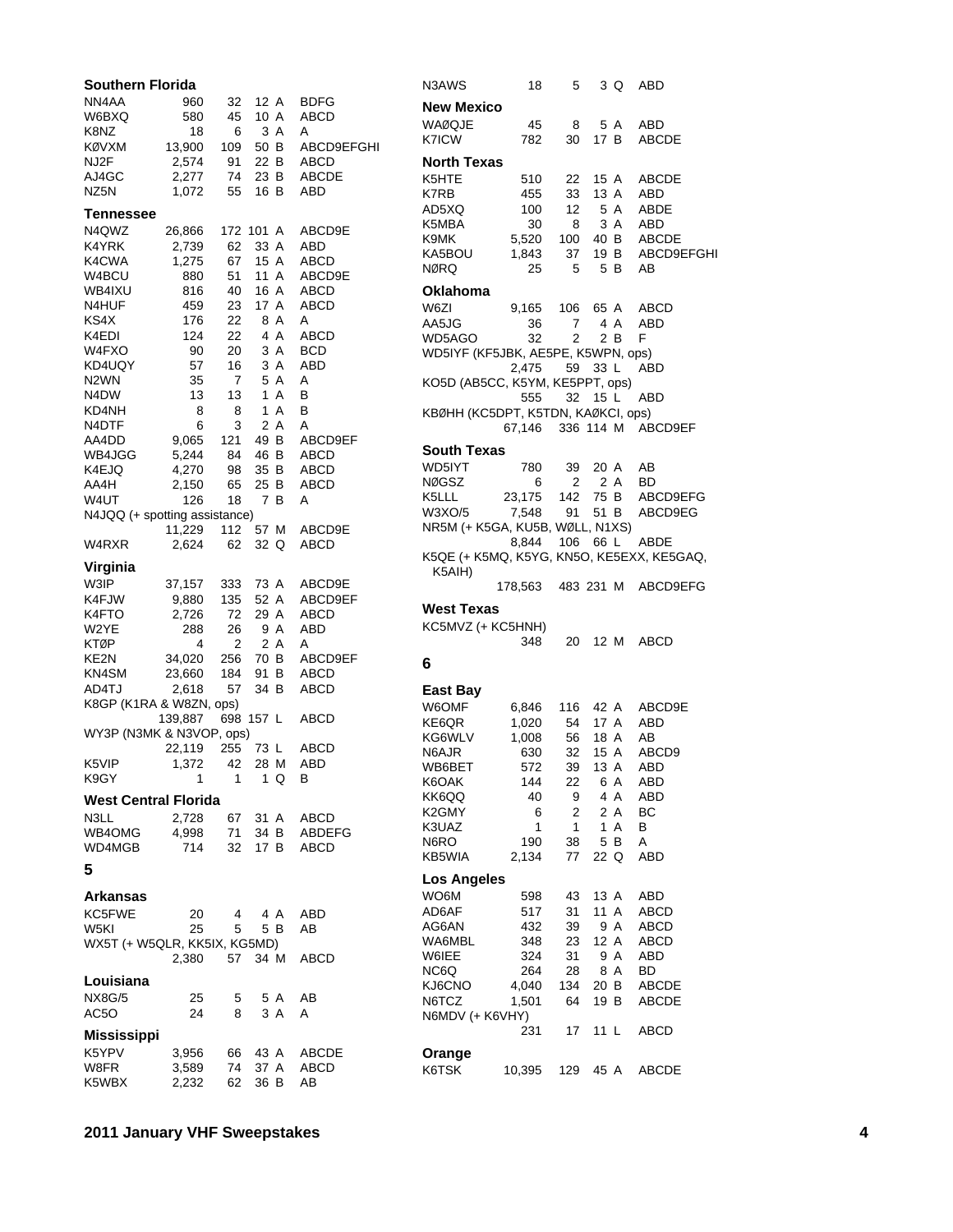### Southern Florida

| | | | | | |
|---|---|---|---|---|---|
| NN4AA | 960 | 32 | 12 | A | BDFG |
| W6BXQ | 580 | 45 | 10 | A | ABCD |
| K8NZ | 18 | 6 | 3 | A | A |
| KØVXM | 13,900 | 109 | 50 | B | ABCD9EFGHI |
| NJ2F | 2,574 | 91 | 22 | B | ABCD |
| AJ4GC | 2,277 | 74 | 23 | B | ABCDE |
| NZ5N | 1,072 | 55 | 16 | B | ABD |

### Tennessee

| | | | | | |
|---|---|---|---|---|---|
| N4QWZ | 26,866 | 172 | 101 | A | ABCD9E |
| K4YRK | 2,739 | 62 | 33 | A | ABD |
| K4CWA | 1,275 | 67 | 15 | A | ABCD |
| W4BCU | 880 | 51 | 11 | A | ABCD9E |
| WB4IXU | 816 | 40 | 16 | A | ABCD |
| N4HUF | 459 | 23 | 17 | A | ABCD |
| KS4X | 176 | 22 | 8 | A | A |
| K4EDI | 124 | 22 | 4 | A | ABCD |
| W4FXO | 90 | 20 | 3 | A | BCD |
| KD4UQY | 57 | 16 | 3 | A | ABD |
| N2WN | 35 | 7 | 5 | A | A |
| N4DW | 13 | 13 | 1 | A | B |
| KD4NH | 8 | 8 | 1 | A | B |
| N4DTF | 6 | 3 | 2 | A | A |
| AA4DD | 9,065 | 121 | 49 | B | ABCD9EF |
| WB4JGG | 5,244 | 84 | 46 | B | ABCD |
| K4EJQ | 4,270 | 98 | 35 | B | ABCD |
| AA4H | 2,150 | 65 | 25 | B | ABCD |
| W4UT | 126 | 18 | 7 | B | A |
| N4JQQ (+ spotting assistance) | 11,229 | 112 | 57 | M | ABCD9E |
| W4RXR | 2,624 | 62 | 32 | Q | ABCD |

### Virginia

| | | | | | |
|---|---|---|---|---|---|
| W3IP | 37,157 | 333 | 73 | A | ABCD9E |
| K4FJW | 9,880 | 135 | 52 | A | ABCD9EF |
| K4FTO | 2,726 | 72 | 29 | A | ABCD |
| W2YE | 288 | 26 | 9 | A | ABD |
| KTØP | 4 | 2 | 2 | A | A |
| KE2N | 34,020 | 256 | 70 | B | ABCD9EF |
| KN4SM | 23,660 | 184 | 91 | B | ABCD |
| AD4TJ | 2,618 | 57 | 34 | B | ABCD |
| K8GP (K1RA & W8ZN, ops) | 139,887 | 698 | 157 | L | ABCD |
| WY3P (N3MK & N3VOP, ops) | 22,119 | 255 | 73 | L | ABCD |
| K5VIP | 1,372 | 42 | 28 | M | ABD |
| K9GY | 1 | 1 | 1 | Q | B |

### West Central Florida

| | | | | | |
|---|---|---|---|---|---|
| N3LL | 2,728 | 67 | 31 | A | ABCD |
| WB4OMG | 4,998 | 71 | 34 | B | ABDEFG |
| WD4MGB | 714 | 32 | 17 | B | ABCD |

## 5

### Arkansas

| | | | | | |
|---|---|---|---|---|---|
| KC5FWE | 20 | 4 | 4 | A | ABD |
| W5KI | 25 | 5 | 5 | B | AB |
| WX5T (+ W5QLR, KK5IX, KG5MD) | 2,380 | 57 | 34 | M | ABCD |

### Louisiana

| | | | | | |
|---|---|---|---|---|---|
| NX8G/5 | 25 | 5 | 5 | A | AB |
| AC5O | 24 | 8 | 3 | A | A |

### Mississippi

| | | | | | |
|---|---|---|---|---|---|
| K5YPV | 3,956 | 66 | 43 | A | ABCDE |
| W8FR | 3,589 | 74 | 37 | A | ABCD |
| K5WBX | 2,232 | 62 | 36 | B | AB |
| N3AWS | 18 | 5 | 3 | Q | ABD |

### New Mexico

| | | | | | |
|---|---|---|---|---|---|
| WAØQJE | 45 | 8 | 5 | A | ABD |
| K7ICW | 782 | 30 | 17 | B | ABCDE |

### North Texas

| | | | | | |
|---|---|---|---|---|---|
| K5HTE | 510 | 22 | 15 | A | ABCDE |
| K7RB | 455 | 33 | 13 | A | ABD |
| AD5XQ | 100 | 12 | 5 | A | ABDE |
| K5MBA | 30 | 8 | 3 | A | ABD |
| K9MK | 5,520 | 100 | 40 | B | ABCDE |
| KA5BOU | 1,843 | 37 | 19 | B | ABCD9EFGHI |
| NØRQ | 25 | 5 | 5 | B | AB |

### Oklahoma

| | | | | | |
|---|---|---|---|---|---|
| W6ZI | 9,165 | 106 | 65 | A | ABCD |
| AA5JG | 36 | 7 | 4 | A | ABD |
| WD5AGO | 32 | 2 | 2 | B | F |
| WD5IYF (KF5JBK, AE5PE, K5WPN, ops) | 2,475 | 59 | 33 | L | ABD |
| KO5D (AB5CC, K5YM, KE5PPT, ops) | 555 | 32 | 15 | L | ABD |
| KBØHH (KC5DPT, K5TDN, KAØKCI, ops) | 67,146 | 336 | 114 | M | ABCD9EF |

### South Texas

| | | | | | |
|---|---|---|---|---|---|
| WD5IYT | 780 | 39 | 20 | A | AB |
| NØGSZ | 6 | 2 | 2 | A | BD |
| K5LLL | 23,175 | 142 | 75 | B | ABCD9EFG |
| W3XO/5 | 7,548 | 91 | 51 | B | ABCD9EG |
| NR5M (+ K5GA, KU5B, WØLL, N1XS) | 8,844 | 106 | 66 | L | ABDE |
| K5QE (+ K5MQ, K5YG, KN5O, KE5EXX, KE5GAQ, K5AIH) | 178,563 | 483 | 231 | M | ABCD9EFG |

### West Texas

| | | | | | |
|---|---|---|---|---|---|
| KC5MVZ (+ KC5HNH) | 348 | 20 | 12 | M | ABCD |

## 6

### East Bay

| | | | | | |
|---|---|---|---|---|---|
| W6OMF | 6,846 | 116 | 42 | A | ABCD9E |
| KE6QR | 1,020 | 54 | 17 | A | ABD |
| KG6WLV | 1,008 | 56 | 18 | A | AB |
| N6AJR | 630 | 32 | 15 | A | ABCD9 |
| WB6BET | 572 | 39 | 13 | A | ABD |
| K6OAK | 144 | 22 | 6 | A | ABD |
| KK6QQ | 40 | 9 | 4 | A | ABD |
| K2GMY | 6 | 2 | 2 | A | BC |
| K3UAZ | 1 | 1 | 1 | A | B |
| N6RO | 190 | 38 | 5 | B | A |
| KB5WIA | 2,134 | 77 | 22 | Q | ABD |

### Los Angeles

| | | | | | |
|---|---|---|---|---|---|
| WO6M | 598 | 43 | 13 | A | ABD |
| AD6AF | 517 | 31 | 11 | A | ABCD |
| AG6AN | 432 | 39 | 9 | A | ABCD |
| WA6MBL | 348 | 23 | 12 | A | ABCD |
| W6IEE | 324 | 31 | 9 | A | ABD |
| NC6Q | 264 | 28 | 8 | A | BD |
| KJ6CNO | 4,040 | 134 | 20 | B | ABCDE |
| N6TCZ | 1,501 | 64 | 19 | B | ABCDE |
| N6MDV (+ K6VHY) | 231 | 17 | 11 | L | ABCD |

### Orange

| | | | | | |
|---|---|---|---|---|---|
| K6TSK | 10,395 | 129 | 45 | A | ABCDE |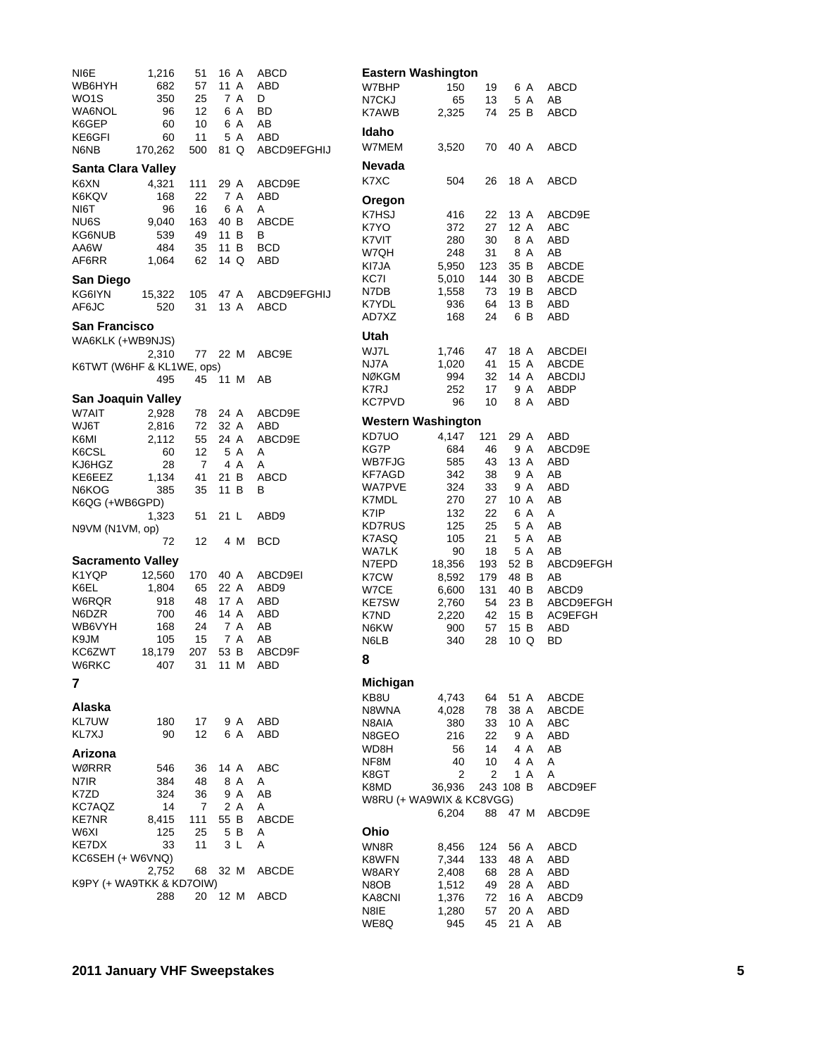| | | | | | |
|---|---|---|---|---|---|
| NI6E | 1,216 | 51 | 16 | A | ABCD |
| WB6HYH | 682 | 57 | 11 | A | ABD |
| WO1S | 350 | 25 | 7 | A | D |
| WA6NOL | 96 | 12 | 6 | A | BD |
| K6GEP | 60 | 10 | 6 | A | AB |
| KE6GFI | 60 | 11 | 5 | A | ABD |
| N6NB | 170,262 | 500 | 81 | Q | ABCD9EFGHIJ |

### Santa Clara Valley

| | | | | | |
|---|---|---|---|---|---|
| K6XN | 4,321 | 111 | 29 | A | ABCD9E |
| K6KQV | 168 | 22 | 7 | A | ABD |
| NI6T | 96 | 16 | 6 | A | A |
| NU6S | 9,040 | 163 | 40 | B | ABCDE |
| KG6NUB | 539 | 49 | 11 | B | B |
| AA6W | 484 | 35 | 11 | B | BCD |
| AF6RR | 1,064 | 62 | 14 | Q | ABD |

### San Diego

| | | | | | |
|---|---|---|---|---|---|
| KG6IYN | 15,322 | 105 | 47 | A | ABCD9EFGHIJ |
| AF6JC | 520 | 31 | 13 | A | ABCD |

### San Francisco

| | | | | | |
|---|---|---|---|---|---|
| WA6KLK (+WB9NJS) | 2,310 | 77 | 22 | M | ABC9E |
| K6TWT (W6HF & KL1WE, ops) | 495 | 45 | 11 | M | AB |

### San Joaquin Valley

| | | | | | |
|---|---|---|---|---|---|
| W7AIT | 2,928 | 78 | 24 | A | ABCD9E |
| WJ6T | 2,816 | 72 | 32 | A | ABD |
| K6MI | 2,112 | 55 | 24 | A | ABCD9E |
| K6CSL | 60 | 12 | 5 | A | A |
| KJ6HGZ | 28 | 7 | 4 | A | A |
| KE6EEZ | 1,134 | 41 | 21 | B | ABCD |
| N6KOG | 385 | 35 | 11 | B | B |
| K6QG (+WB6GPD) | 1,323 | 51 | 21 | L | ABD9 |
| N9VM (N1VM, op) | 72 | 12 | 4 | M | BCD |

### Sacramento Valley

| | | | | | |
|---|---|---|---|---|---|
| K1YQP | 12,560 | 170 | 40 | A | ABCD9EI |
| K6EL | 1,804 | 65 | 22 | A | ABD9 |
| W6RQR | 918 | 48 | 17 | A | ABD |
| N6DZR | 700 | 46 | 14 | A | ABD |
| WB6VYH | 168 | 24 | 7 | A | AB |
| K9JM | 105 | 15 | 7 | A | AB |
| KC6ZWT | 18,179 | 207 | 53 | B | ABCD9F |
| W6RKC | 407 | 31 | 11 | M | ABD |

## 7

### Alaska

| | | | | | |
|---|---|---|---|---|---|
| KL7UW | 180 | 17 | 9 | A | ABD |
| KL7XJ | 90 | 12 | 6 | A | ABD |

### Arizona

| | | | | | |
|---|---|---|---|---|---|
| WØRRR | 546 | 36 | 14 | A | ABC |
| N7IR | 384 | 48 | 8 | A | A |
| K7ZD | 324 | 36 | 9 | A | AB |
| KC7AQZ | 14 | 7 | 2 | A | A |
| KE7NR | 8,415 | 111 | 55 | B | ABCDE |
| W6XI | 125 | 25 | 5 | B | A |
| KE7DX | 33 | 11 | 3 | L | A |
| KC6SEH (+ W6VNQ) | 2,752 | 68 | 32 | M | ABCDE |
| K9PY (+ WA9TKK & KD7OIW) | 288 | 20 | 12 | M | ABCD |

### Eastern Washington

| | | | | | |
|---|---|---|---|---|---|
| W7BHP | 150 | 19 | 6 | A | ABCD |
| N7CKJ | 65 | 13 | 5 | A | AB |
| K7AWB | 2,325 | 74 | 25 | B | ABCD |

### Idaho

| | | | | | |
|---|---|---|---|---|---|
| W7MEM | 3,520 | 70 | 40 | A | ABCD |

### Nevada

| | | | | | |
|---|---|---|---|---|---|
| K7XC | 504 | 26 | 18 | A | ABCD |

### Oregon

| | | | | | |
|---|---|---|---|---|---|
| K7HSJ | 416 | 22 | 13 | A | ABCD9E |
| K7YO | 372 | 27 | 12 | A | ABC |
| K7VIT | 280 | 30 | 8 | A | ABD |
| W7QH | 248 | 31 | 8 | A | AB |
| KI7JA | 5,950 | 123 | 35 | B | ABCDE |
| KC7I | 5,010 | 144 | 30 | B | ABCDE |
| N7DB | 1,558 | 73 | 19 | B | ABCD |
| K7YDL | 936 | 64 | 13 | B | ABD |
| AD7XZ | 168 | 24 | 6 | B | ABD |

### Utah

| | | | | | |
|---|---|---|---|---|---|
| WJ7L | 1,746 | 47 | 18 | A | ABCDEI |
| NJ7A | 1,020 | 41 | 15 | A | ABCDE |
| NØKGM | 994 | 32 | 14 | A | ABCDIJ |
| K7RJ | 252 | 17 | 9 | A | ABDP |
| KC7PVD | 96 | 10 | 8 | A | ABD |

### Western Washington

| | | | | | |
|---|---|---|---|---|---|
| KD7UO | 4,147 | 121 | 29 | A | ABD |
| KG7P | 684 | 46 | 9 | A | ABCD9E |
| WB7FJG | 585 | 43 | 13 | A | ABD |
| KF7AGD | 342 | 38 | 9 | A | AB |
| WA7PVE | 324 | 33 | 9 | A | ABD |
| K7MDL | 270 | 27 | 10 | A | AB |
| K7IP | 132 | 22 | 6 | A | A |
| KD7RUS | 125 | 25 | 5 | A | AB |
| K7ASQ | 105 | 21 | 5 | A | AB |
| WA7LK | 90 | 18 | 5 | A | AB |
| N7EPD | 18,356 | 193 | 52 | B | ABCD9EFGH |
| K7CW | 8,592 | 179 | 48 | B | AB |
| W7CE | 6,600 | 131 | 40 | B | ABCD9 |
| KE7SW | 2,760 | 54 | 23 | B | ABCD9EFGH |
| K7ND | 2,220 | 42 | 15 | B | AC9EFGH |
| N6KW | 900 | 57 | 15 | B | ABD |
| N6LB | 340 | 28 | 10 | Q | BD |

## 8

### Michigan

| | | | | | |
|---|---|---|---|---|---|
| KB8U | 4,743 | 64 | 51 | A | ABCDE |
| N8WNA | 4,028 | 78 | 38 | A | ABCDE |
| N8AIA | 380 | 33 | 10 | A | ABC |
| N8GEO | 216 | 22 | 9 | A | ABD |
| WD8H | 56 | 14 | 4 | A | AB |
| NF8M | 40 | 10 | 4 | A | A |
| K8GT | 2 | 2 | 1 | A | A |
| K8MD | 36,936 | 243 | 108 | B | ABCD9EF |
| W8RU (+ WA9WIX & KC8VGG) | 6,204 | 88 | 47 | M | ABCD9E |

### Ohio

| | | | | | |
|---|---|---|---|---|---|
| WN8R | 8,456 | 124 | 56 | A | ABCD |
| K8WFN | 7,344 | 133 | 48 | A | ABD |
| W8ARY | 2,408 | 68 | 28 | A | ABD |
| N8OB | 1,512 | 49 | 28 | A | ABD |
| KA8CNI | 1,376 | 72 | 16 | A | ABCD9 |
| N8IE | 1,280 | 57 | 20 | A | ABD |
| WE8Q | 945 | 45 | 21 | A | AB |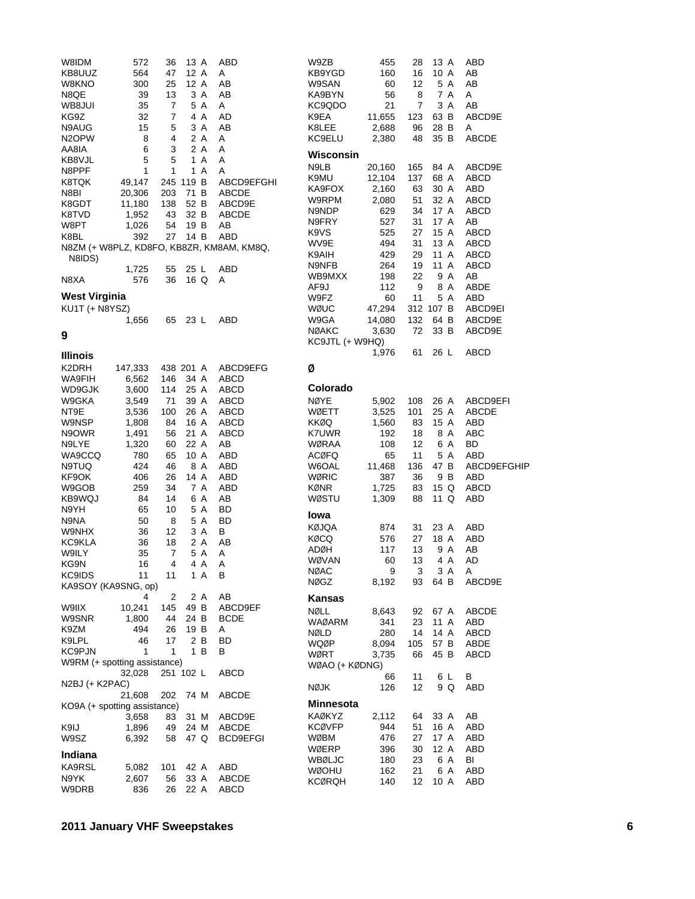| | | | | | |
|---|---|---|---|---|---|
| W8IDM | 572 | 36 | 13 | A | ABD |
| KB8UUZ | 564 | 47 | 12 | A | A |
| W8KNO | 300 | 25 | 12 | A | AB |
| N8QE | 39 | 13 | 3 | A | AB |
| WB8JUI | 35 | 7 | 5 | A | A |
| KG9Z | 32 | 7 | 4 | A | AD |
| N9AUG | 15 | 5 | 3 | A | AB |
| N2OPW | 8 | 4 | 2 | A | A |
| AA8IA | 6 | 3 | 2 | A | A |
| KB8VJL | 5 | 5 | 1 | A | A |
| N8PPF | 1 | 1 | 1 | A | A |
| K8TQK | 49,147 | 245 | 119 | B | ABCD9EFGHI |
| N8BI | 20,306 | 203 | 71 | B | ABCDE |
| K8GDT | 11,180 | 138 | 52 | B | ABCD9E |
| K8TVD | 1,952 | 43 | 32 | B | ABCDE |
| W8PT | 1,026 | 54 | 19 | B | AB |
| K8BL | 392 | 27 | 14 | B | ABD |
| N8ZM (+ W8PLZ, KD8FO, KB8ZR, KM8AM, KM8Q, N8IDS) | 1,725 | 55 | 25 | L | ABD |
| N8XA | 576 | 36 | 16 | Q | A |

### West Virginia

| | | | | | |
|---|---|---|---|---|---|
| KU1T (+ N8YSZ) | 1,656 | 65 | 23 | L | ABD |

## 9

### Illinois

| | | | | | |
|---|---|---|---|---|---|
| K2DRH | 147,333 | 438 | 201 | A | ABCD9EFG |
| WA9FIH | 6,562 | 146 | 34 | A | ABCD |
| WD9GJK | 3,600 | 114 | 25 | A | ABCD |
| W9GKA | 3,549 | 71 | 39 | A | ABCD |
| NT9E | 3,536 | 100 | 26 | A | ABCD |
| W9NSP | 1,808 | 84 | 16 | A | ABCD |
| N9OWR | 1,491 | 56 | 21 | A | ABCD |
| N9LYE | 1,320 | 60 | 22 | A | AB |
| WA9CCQ | 780 | 65 | 10 | A | ABD |
| N9TUQ | 424 | 46 | 8 | A | ABD |
| KF9OK | 406 | 26 | 14 | A | ABD |
| W9GOB | 259 | 34 | 7 | A | ABD |
| KB9WQJ | 84 | 14 | 6 | A | AB |
| N9YH | 65 | 10 | 5 | A | BD |
| N9NA | 50 | 8 | 5 | A | BD |
| W9NHX | 36 | 12 | 3 | A | B |
| KC9KLA | 36 | 18 | 2 | A | AB |
| W9ILY | 35 | 7 | 5 | A | A |
| KG9N | 16 | 4 | 4 | A | A |
| KC9IDS | 11 | 11 | 1 | A | B |
| KA9SOY (KA9SNG, op) | 4 | 2 | 2 | A | AB |
| W9IIX | 10,241 | 145 | 49 | B | ABCD9EF |
| W9SNR | 1,800 | 44 | 24 | B | BCDE |
| K9ZM | 494 | 26 | 19 | B | A |
| K9LPL | 46 | 17 | 2 | B | BD |
| KC9PJN | 1 | 1 | 1 | B | B |
| W9RM (+ spotting assistance) | 32,028 | 251 | 102 | L | ABCD |
| N2BJ (+ K2PAC) | 21,608 | 202 | 74 | M | ABCDE |
| KO9A (+ spotting assistance) | 3,658 | 83 | 31 | M | ABCD9E |
| K9IJ | 1,896 | 49 | 24 | M | ABCDE |
| W9SZ | 6,392 | 58 | 47 | Q | BCD9EFGI |

### Indiana

| | | | | | |
|---|---|---|---|---|---|
| KA9RSL | 5,082 | 101 | 42 | A | ABD |
| N9YK | 2,607 | 56 | 33 | A | ABCDE |
| W9DRB | 836 | 26 | 22 | A | ABCD |
| W9ZB | 455 | 28 | 13 | A | ABD |
| KB9YGD | 160 | 16 | 10 | A | AB |
| W9SAN | 60 | 12 | 5 | A | AB |
| KA9BYN | 56 | 8 | 7 | A | A |
| KC9QDO | 21 | 7 | 3 | A | AB |
| K9EA | 11,655 | 123 | 63 | B | ABCD9E |
| K8LEE | 2,688 | 96 | 28 | B | A |
| KC9ELU | 2,380 | 48 | 35 | B | ABCDE |

### Wisconsin

| | | | | | |
|---|---|---|---|---|---|
| N9LB | 20,160 | 165 | 84 | A | ABCD9E |
| K9MU | 12,104 | 137 | 68 | A | ABCD |
| KA9FOX | 2,160 | 63 | 30 | A | ABD |
| W9RPM | 2,080 | 51 | 32 | A | ABCD |
| N9NDP | 629 | 34 | 17 | A | ABCD |
| N9FRY | 527 | 31 | 17 | A | AB |
| K9VS | 525 | 27 | 15 | A | ABCD |
| WV9E | 494 | 31 | 13 | A | ABCD |
| K9AIH | 429 | 29 | 11 | A | ABCD |
| N9NFB | 264 | 19 | 11 | A | ABCD |
| WB9MXX | 198 | 22 | 9 | A | AB |
| AF9J | 112 | 9 | 8 | A | ABDE |
| W9FZ | 60 | 11 | 5 | A | ABD |
| WØUC | 47,294 | 312 | 107 | B | ABCD9EI |
| W9GA | 14,080 | 132 | 64 | B | ABCD9E |
| NØAKC | 3,630 | 72 | 33 | B | ABCD9E |
| KC9JTL (+ W9HQ) | 1,976 | 61 | 26 | L | ABCD |

## Ø

### Colorado

| | | | | | |
|---|---|---|---|---|---|
| NØYE | 5,902 | 108 | 26 | A | ABCD9EFI |
| WØETT | 3,525 | 101 | 25 | A | ABCDE |
| KKØQ | 1,560 | 83 | 15 | A | ABD |
| K7UWR | 192 | 18 | 8 | A | ABC |
| WØRAA | 108 | 12 | 6 | A | BD |
| ACØFQ | 65 | 11 | 5 | A | ABD |
| W6OAL | 11,468 | 136 | 47 | B | ABCD9EFGHIP |
| WØRIC | 387 | 36 | 9 | B | ABD |
| KØNR | 1,725 | 83 | 15 | Q | ABCD |
| WØSTU | 1,309 | 88 | 11 | Q | ABD |

### Iowa

| | | | | | |
|---|---|---|---|---|---|
| KØJQA | 874 | 31 | 23 | A | ABD |
| KØCQ | 576 | 27 | 18 | A | ABD |
| ADØH | 117 | 13 | 9 | A | AB |
| WØVAN | 60 | 13 | 4 | A | AD |
| NØAC | 9 | 3 | 3 | A | A |
| NØGZ | 8,192 | 93 | 64 | B | ABCD9E |

### Kansas

| | | | | | |
|---|---|---|---|---|---|
| NØLL | 8,643 | 92 | 67 | A | ABCDE |
| WAØARM | 341 | 23 | 11 | A | ABD |
| NØLD | 280 | 14 | 14 | A | ABCD |
| WQØP | 8,094 | 105 | 57 | B | ABDE |
| WØRT | 3,735 | 66 | 45 | B | ABCD |
| WØAO (+ KØDNG) | 66 | 11 | 6 | L | B |
| NØJK | 126 | 12 | 9 | Q | ABD |

### Minnesota

| | | | | | |
|---|---|---|---|---|---|
| KAØKYZ | 2,112 | 64 | 33 | A | AB |
| KCØVFP | 944 | 51 | 16 | A | ABD |
| WØBM | 476 | 27 | 17 | A | ABD |
| WØERP | 396 | 30 | 12 | A | ABD |
| WBØLJC | 180 | 23 | 6 | A | BI |
| WØOHU | 162 | 21 | 6 | A | ABD |
| KCØRQH | 140 | 12 | 10 | A | ABD |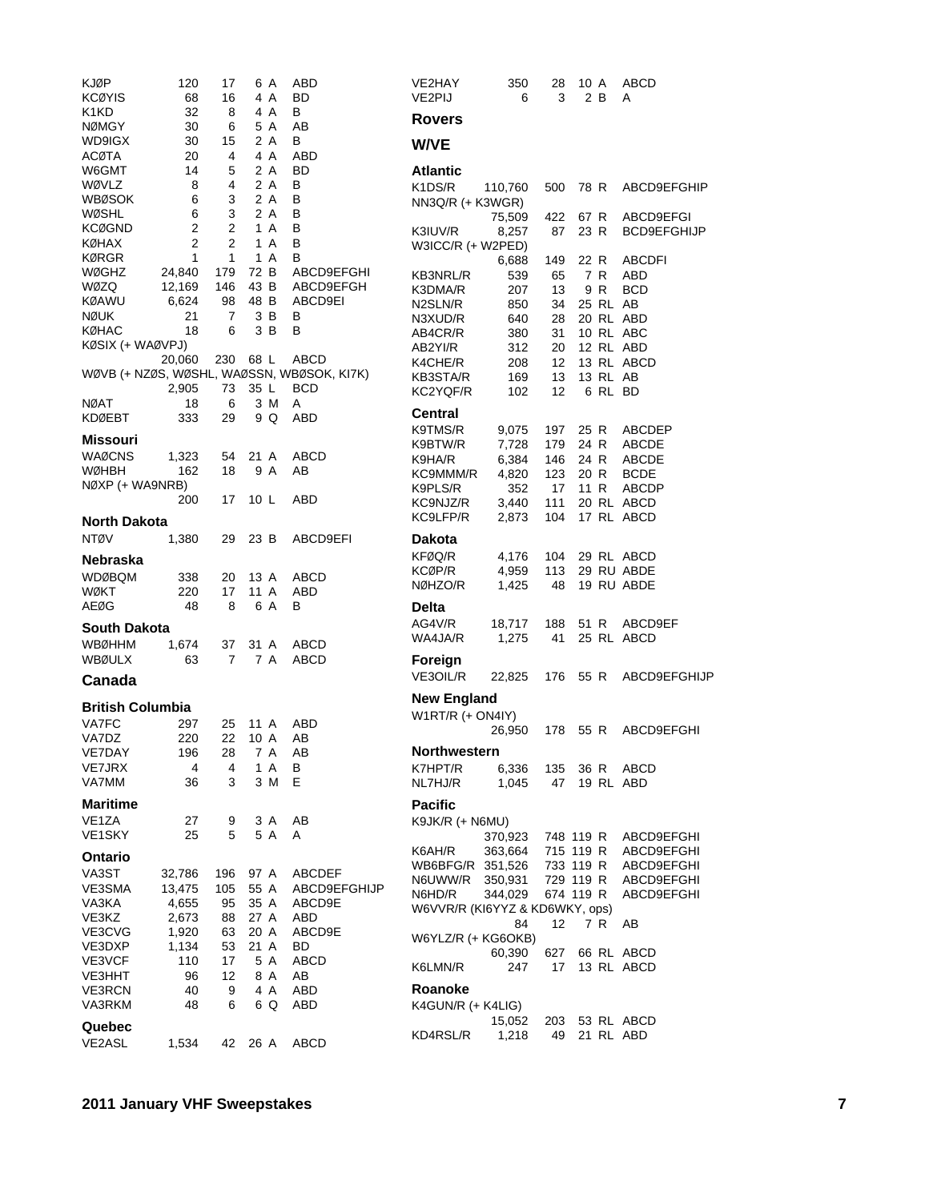| | | | | | |
|---|---|---|---|---|---|
| KJØP | 120 | 17 | 6 | A | ABD |
| KCØYIS | 68 | 16 | 4 | A | BD |
| K1KD | 32 | 8 | 4 | A | B |
| NØMGY | 30 | 6 | 5 | A | AB |
| WD9IGX | 30 | 15 | 2 | A | B |
| ACØTA | 20 | 4 | 4 | A | ABD |
| W6GMT | 14 | 5 | 2 | A | BD |
| WØVLZ | 8 | 4 | 2 | A | B |
| WBØSOK | 6 | 3 | 2 | A | B |
| WØSHL | 6 | 3 | 2 | A | B |
| KCØGND | 2 | 2 | 1 | A | B |
| KØHAX | 2 | 2 | 1 | A | B |
| KØRGR | 1 | 1 | 1 | A | B |
| WØGHZ | 24,840 | 179 | 72 | B | ABCD9EFGHI |
| WØZQ | 12,169 | 146 | 43 | B | ABCD9EFGH |
| KØAWU | 6,624 | 98 | 48 | B | ABCD9EI |
| NØUK | 21 | 7 | 3 | B | B |
| KØHAC | 18 | 6 | 3 | B | B |
| KØSIX (+ WAØVPJ) | 20,060 | 230 | 68 | L | ABCD |
| WØVB (+ NZØS, WØSHL, WAØSSN, WBØSOK, KI7K) | 2,905 | 73 | 35 | L | BCD |
| NØAT | 18 | 6 | 3 | M | A |
| KDØEBT | 333 | 29 | 9 | Q | ABD |

### Missouri

| | | | | | |
|---|---|---|---|---|---|
| WAØCNS | 1,323 | 54 | 21 | A | ABCD |
| WØHBH | 162 | 18 | 9 | A | AB |
| NØXP (+ WA9NRB) | 200 | 17 | 10 | L | ABD |

### North Dakota

| | | | | | |
|---|---|---|---|---|---|
| NTØV | 1,380 | 29 | 23 | B | ABCD9EFI |

### Nebraska

| | | | | | |
|---|---|---|---|---|---|
| WDØBQM | 338 | 20 | 13 | A | ABCD |
| WØKT | 220 | 17 | 11 | A | ABD |
| AEØG | 48 | 8 | 6 | A | B |

### South Dakota

| | | | | | |
|---|---|---|---|---|---|
| WBØHHM | 1,674 | 37 | 31 | A | ABCD |
| WBØULX | 63 | 7 | 7 | A | ABCD |

## Canada

### British Columbia

| | | | | | |
|---|---|---|---|---|---|
| VA7FC | 297 | 25 | 11 | A | ABD |
| VA7DZ | 220 | 22 | 10 | A | AB |
| VE7DAY | 196 | 28 | 7 | A | AB |
| VE7JRX | 4 | 4 | 1 | A | B |
| VA7MM | 36 | 3 | 3 | M | E |

### Maritime

| | | | | | |
|---|---|---|---|---|---|
| VE1ZA | 27 | 9 | 3 | A | AB |
| VE1SKY | 25 | 5 | 5 | A | A |

### Ontario

| | | | | | |
|---|---|---|---|---|---|
| VA3ST | 32,786 | 196 | 97 | A | ABCDEF |
| VE3SMA | 13,475 | 105 | 55 | A | ABCD9EFGHIJP |
| VA3KA | 4,655 | 95 | 35 | A | ABCD9E |
| VE3KZ | 2,673 | 88 | 27 | A | ABD |
| VE3CVG | 1,920 | 63 | 20 | A | ABCD9E |
| VE3DXP | 1,134 | 53 | 21 | A | BD |
| VE3VCF | 110 | 17 | 5 | A | ABCD |
| VE3HHT | 96 | 12 | 8 | A | AB |
| VE3RCN | 40 | 9 | 4 | A | ABD |
| VA3RKM | 48 | 6 | 6 | Q | ABD |

### Quebec

| | | | | | |
|---|---|---|---|---|---|
| VE2ASL | 1,534 | 42 | 26 | A | ABCD |
| VE2HAY | 350 | 28 | 10 | A | ABCD |
| VE2PIJ | 6 | 3 | 2 | B | A |

## Rovers

## W/VE

### Atlantic

| | | | | | |
|---|---|---|---|---|---|
| K1DS/R | 110,760 | 500 | 78 | R | ABCD9EFGHIP |
| NN3Q/R (+ K3WGR) | 75,509 | 422 | 67 | R | ABCD9EFGI |
| K3IUV/R | 8,257 | 87 | 23 | R | BCD9EFGHIJP |
| W3ICC/R (+ W2PED) | 6,688 | 149 | 22 | R | ABCDFI |
| KB3NRL/R | 539 | 65 | 7 | R | ABD |
| K3DMA/R | 207 | 13 | 9 | R | BCD |
| N2SLN/R | 850 | 34 | 25 | RL | AB |
| N3XUD/R | 640 | 28 | 20 | RL | ABD |
| AB4CR/R | 380 | 31 | 10 | RL | ABC |
| AB2YI/R | 312 | 20 | 12 | RL | ABD |
| K4CHE/R | 208 | 12 | 13 | RL | ABCD |
| KB3STA/R | 169 | 13 | 13 | RL | AB |
| KC2YQF/R | 102 | 12 | 6 | RL | BD |

### Central

| | | | | | |
|---|---|---|---|---|---|
| K9TMS/R | 9,075 | 197 | 25 | R | ABCDEP |
| K9BTW/R | 7,728 | 179 | 24 | R | ABCDE |
| K9HA/R | 6,384 | 146 | 24 | R | ABCDE |
| KC9MMM/R | 4,820 | 123 | 20 | R | BCDE |
| K9PLS/R | 352 | 17 | 11 | R | ABCDP |
| KC9NJZ/R | 3,440 | 111 | 20 | RL | ABCD |
| KC9LFP/R | 2,873 | 104 | 17 | RL | ABCD |

### Dakota

| | | | | | |
|---|---|---|---|---|---|
| KFØQ/R | 4,176 | 104 | 29 | RL | ABCD |
| KCØP/R | 4,959 | 113 | 29 | RU | ABDE |
| NØHZO/R | 1,425 | 48 | 19 | RU | ABDE |

### Delta

| | | | | | |
|---|---|---|---|---|---|
| AG4V/R | 18,717 | 188 | 51 | R | ABCD9EF |
| WA4JA/R | 1,275 | 41 | 25 | RL | ABCD |

### Foreign

| | | | | | |
|---|---|---|---|---|---|
| VE3OIL/R | 22,825 | 176 | 55 | R | ABCD9EFGHIJP |

### New England

| | | | | | |
|---|---|---|---|---|---|
| W1RT/R (+ ON4IY) | 26,950 | 178 | 55 | R | ABCD9EFGHI |

### Northwestern

| | | | | | |
|---|---|---|---|---|---|
| K7HPT/R | 6,336 | 135 | 36 | R | ABCD |
| NL7HJ/R | 1,045 | 47 | 19 | RL | ABD |

### Pacific

| | | | | | |
|---|---|---|---|---|---|
| K9JK/R (+ N6MU) | 370,923 | 748 | 119 | R | ABCD9EFGHI |
| K6AH/R | 363,664 | 715 | 119 | R | ABCD9EFGHI |
| WB6BFG/R | 351,526 | 733 | 119 | R | ABCD9EFGHI |
| N6UWW/R | 350,931 | 729 | 119 | R | ABCD9EFGHI |
| N6HD/R | 344,029 | 674 | 119 | R | ABCD9EFGHI |
| W6VVR/R (KI6YYZ & KD6WKY, ops) | 84 | 12 | 7 | R | AB |
| W6YLZ/R (+ KG6OKB) | 60,390 | 627 | 66 | RL | ABCD |
| K6LMN/R | 247 | 17 | 13 | RL | ABCD |

### Roanoke

| | | | | | |
|---|---|---|---|---|---|
| K4GUN/R (+ K4LIG) | 15,052 | 203 | 53 | RL | ABCD |
| KD4RSL/R | 1,218 | 49 | 21 | RL | ABD |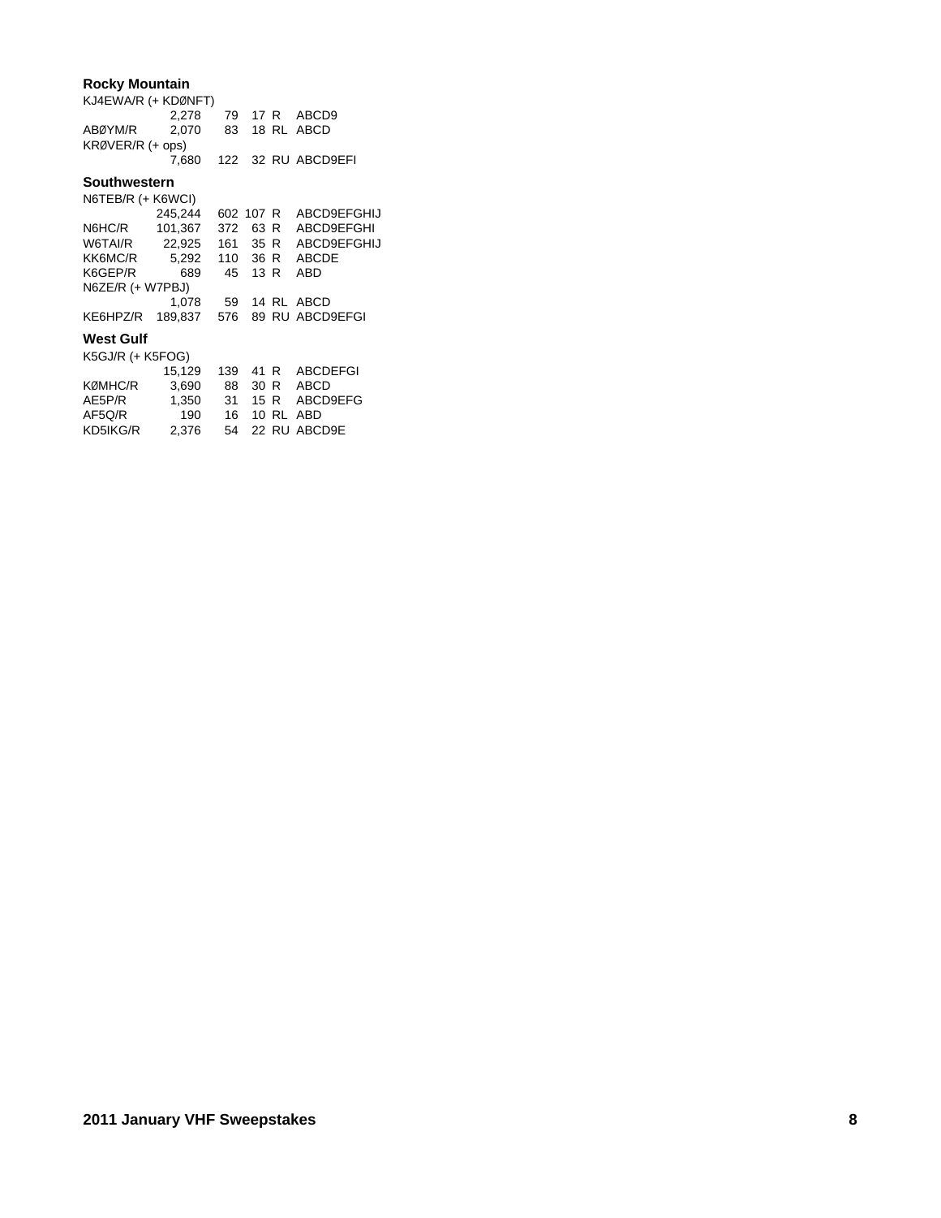### Rocky Mountain

| | | | | | |
|---|---|---|---|---|---|
| KJ4EWA/R (+ KDØNFT) | | | | | |
| | 2,278 | 79 | 17 | R | ABCD9 |
| ABØYM/R | 2,070 | 83 | 18 | RL | ABCD |
| KRØVER/R (+ ops) | | | | | |
| | 7,680 | 122 | 32 | RU | ABCD9EFI |

### Southwestern

| | | | | | |
|---|---|---|---|---|---|
| N6TEB/R (+ K6WCI) | | | | | |
| | 245,244 | 602 | 107 | R | ABCD9EFGHIJ |
| N6HC/R | 101,367 | 372 | 63 | R | ABCD9EFGHI |
| W6TAI/R | 22,925 | 161 | 35 | R | ABCD9EFGHIJ |
| KK6MC/R | 5,292 | 110 | 36 | R | ABCDE |
| K6GEP/R | 689 | 45 | 13 | R | ABD |
| N6ZE/R (+ W7PBJ) | | | | | |
| | 1,078 | 59 | 14 | RL | ABCD |
| KE6HPZ/R | 189,837 | 576 | 89 | RU | ABCD9EFGI |

### West Gulf

| | | | | | |
|---|---|---|---|---|---|
| K5GJ/R (+ K5FOG) | | | | | |
| | 15,129 | 139 | 41 | R | ABCDEFGI |
| KØMHC/R | 3,690 | 88 | 30 | R | ABCD |
| AE5P/R | 1,350 | 31 | 15 | R | ABCD9EFG |
| AF5Q/R | 190 | 16 | 10 | RL | ABD |
| KD5IKG/R | 2,376 | 54 | 22 | RU | ABCD9E |